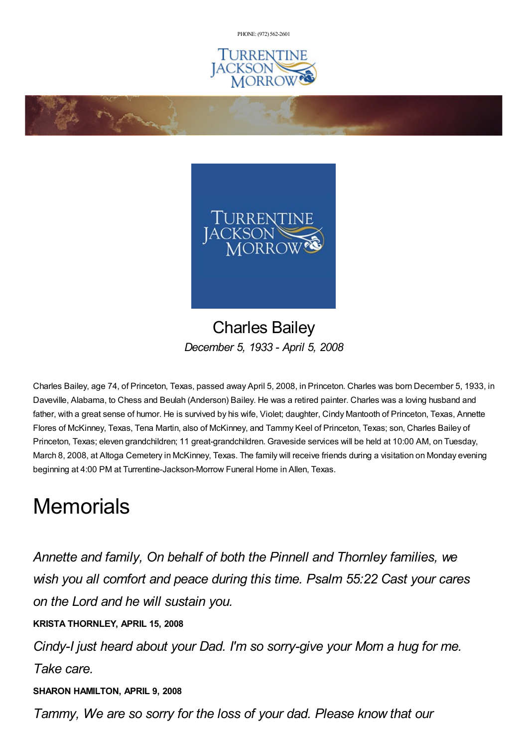PHONE: (972) 562-2601

# Charles Bailey

*December 5, 1933 - April 5, 2008*

Charles Bailey, age 74, of Princeton, Texas, passed away April 5, 2008, in Princeton. Charles was born December 5, 1933, in Daveville, Alabama, to Chess and Beulah (Anderson) Bailey. He was a retired painter. Charles was a loving husband and father, with a great sense of humor. He is survived by his wife, Violet; daughter, Cindy Mantooth of Princeton, Texas, Annette Flores of McKinney, Texas, Tena Martin, also of McKinney, and Tammy Keel of Princeton, Texas; son, Charles Bailey of Princeton, Texas; eleven grandchildren; 11 great-grandchildren. Graveside services will be held at 10:00 AM, on Tuesday, March 8, 2008, at Altoga Cemetery in McKinney, Texas. The family will receive friends during a visitation on Monday evening beginning at 4:00 PM at Turrentine-Jackson-Morrow Funeral Home in Allen, Texas.

# Memorials

*Annette and family, On behalf of both the Pinnell and Thornley families, we wish you all comfort and peace during this time. Psalm 55:22 Cast your cares on the Lord and he will sustain you.*

**KRISTA THORNLEY, APRIL 15, 2008**

*Cindy-I just heard about your Dad. I'm so sorry-give your Mom a hug for me. Take care.*

**SHARON HAMILTON, APRIL 9, 2008**

*Tammy, We are so sorry for the loss of your dad. Please know that our*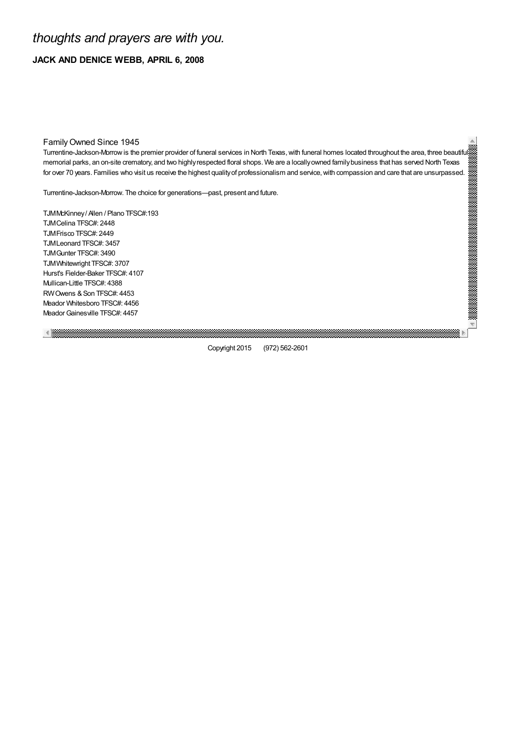*thoughts and prayers are with you.*

**JACK AND DENICE WEBB, APRIL 6, 2008**

Family Owned Since 1945

Turrentine-Jackson-Morrow is the premier provider of funeral services in North Texas, with funeral homes located throughout the area, three beautiful memorial parks, an on-site crematory, and two highly respected floral shops. We are a locally owned family business that has served North Texas for over 70 years. Families who visit us receive the highest quality of professionalism and service, with compassion and care that are unsurpassed.

Turrentine-Jackson-Morrow. The choice for generations—past, present and future.

TJM McKinney / Allen / Plano TFSC#:193
TJM Celina TFSC#: 2448
TJM Frisco TFSC#: 2449
TJM Leonard TFSC#: 3457
TJM Gunter TFSC#: 3490
TJM Whitewright TFSC#: 3707
Hurst's Fielder-Baker TFSC#: 4107
Mullican-Little TFSC#: 4388
RW Owens & Son TFSC#: 4453
Meador Whitesboro TFSC#: 4456
Meador Gainesville TFSC#: 4457

Copyright 2015 (972) 562-2601